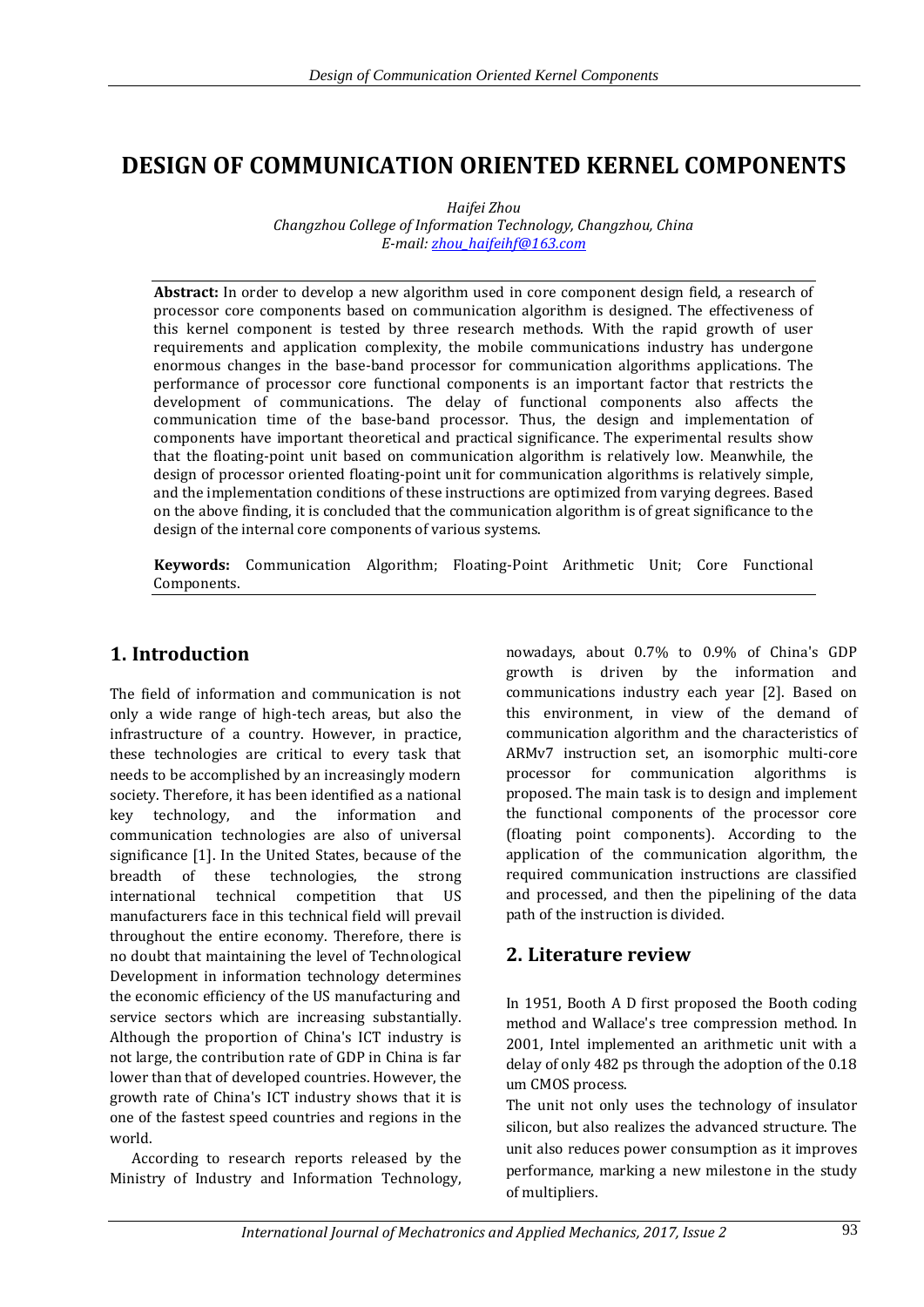# DESIGN OF COMMUNICATION ORIENTED KERNEL COMPONENTS

*Haifei Zhou*
*Changzhou College of Information Technology, Changzhou, China*
*E-mail: zhou_haifeihf@163.com*

**Abstract:** In order to develop a new algorithm used in core component design field, a research of processor core components based on communication algorithm is designed. The effectiveness of this kernel component is tested by three research methods. With the rapid growth of user requirements and application complexity, the mobile communications industry has undergone enormous changes in the base-band processor for communication algorithms applications. The performance of processor core functional components is an important factor that restricts the development of communications. The delay of functional components also affects the communication time of the base-band processor. Thus, the design and implementation of components have important theoretical and practical significance. The experimental results show that the floating-point unit based on communication algorithm is relatively low. Meanwhile, the design of processor oriented floating-point unit for communication algorithms is relatively simple, and the implementation conditions of these instructions are optimized from varying degrees. Based on the above finding, it is concluded that the communication algorithm is of great significance to the design of the internal core components of various systems.

**Keywords:** Communication Algorithm; Floating-Point Arithmetic Unit; Core Functional Components.

## 1. Introduction

The field of information and communication is not only a wide range of high-tech areas, but also the infrastructure of a country. However, in practice, these technologies are critical to every task that needs to be accomplished by an increasingly modern society. Therefore, it has been identified as a national key technology, and the information and communication technologies are also of universal significance [1]. In the United States, because of the breadth of these technologies, the strong international technical competition that US manufacturers face in this technical field will prevail throughout the entire economy. Therefore, there is no doubt that maintaining the level of Technological Development in information technology determines the economic efficiency of the US manufacturing and service sectors which are increasing substantially. Although the proportion of China's ICT industry is not large, the contribution rate of GDP in China is far lower than that of developed countries. However, the growth rate of China's ICT industry shows that it is one of the fastest speed countries and regions in the world.

According to research reports released by the Ministry of Industry and Information Technology, nowadays, about 0.7% to 0.9% of China's GDP growth is driven by the information and communications industry each year [2]. Based on this environment, in view of the demand of communication algorithm and the characteristics of ARMv7 instruction set, an isomorphic multi-core processor for communication algorithms is proposed. The main task is to design and implement the functional components of the processor core (floating point components). According to the application of the communication algorithm, the required communication instructions are classified and processed, and then the pipelining of the data path of the instruction is divided.

## 2. Literature review

In 1951, Booth A D first proposed the Booth coding method and Wallace's tree compression method. In 2001, Intel implemented an arithmetic unit with a delay of only 482 ps through the adoption of the 0.18 um CMOS process.

The unit not only uses the technology of insulator silicon, but also realizes the advanced structure. The unit also reduces power consumption as it improves performance, marking a new milestone in the study of multipliers.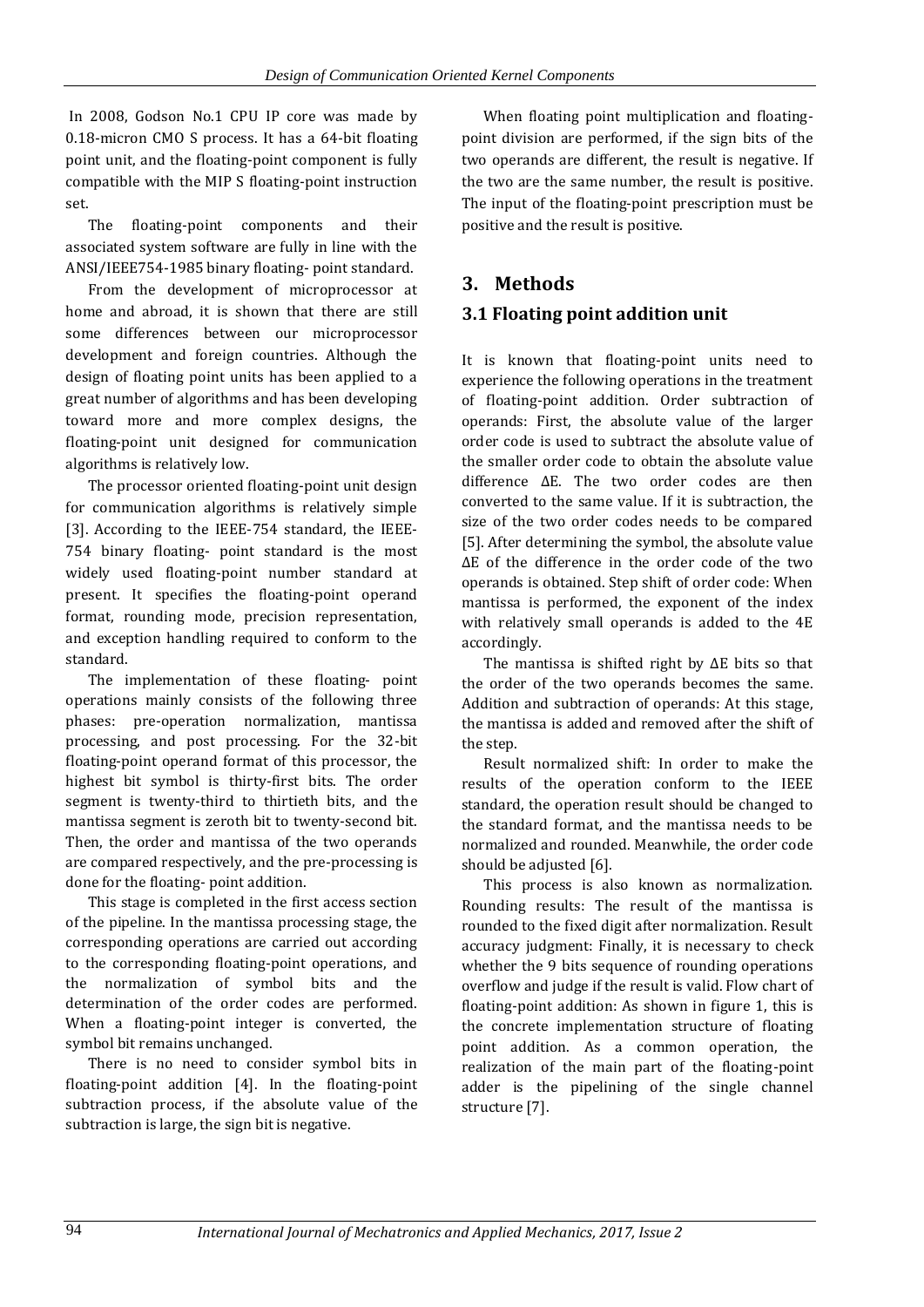In 2008, Godson No.1 CPU IP core was made by 0.18-micron CMO S process. It has a 64-bit floating point unit, and the floating-point component is fully compatible with the MIP S floating-point instruction set.

The floating-point components and their associated system software are fully in line with the ANSI/IEEE754-1985 binary floating- point standard.

From the development of microprocessor at home and abroad, it is shown that there are still some differences between our microprocessor development and foreign countries. Although the design of floating point units has been applied to a great number of algorithms and has been developing toward more and more complex designs, the floating-point unit designed for communication algorithms is relatively low.

The processor oriented floating-point unit design for communication algorithms is relatively simple [3]. According to the IEEE-754 standard, the IEEE-754 binary floating- point standard is the most widely used floating-point number standard at present. It specifies the floating-point operand format, rounding mode, precision representation, and exception handling required to conform to the standard.

The implementation of these floating- point operations mainly consists of the following three phases: pre-operation normalization, mantissa processing, and post processing. For the 32-bit floating-point operand format of this processor, the highest bit symbol is thirty-first bits. The order segment is twenty-third to thirtieth bits, and the mantissa segment is zeroth bit to twenty-second bit. Then, the order and mantissa of the two operands are compared respectively, and the pre-processing is done for the floating- point addition.

This stage is completed in the first access section of the pipeline. In the mantissa processing stage, the corresponding operations are carried out according to the corresponding floating-point operations, and the normalization of symbol bits and the determination of the order codes are performed. When a floating-point integer is converted, the symbol bit remains unchanged.

There is no need to consider symbol bits in floating-point addition [4]. In the floating-point subtraction process, if the absolute value of the subtraction is large, the sign bit is negative.

When floating point multiplication and floating-point division are performed, if the sign bits of the two operands are different, the result is negative. If the two are the same number, the result is positive. The input of the floating-point prescription must be positive and the result is positive.

## 3. Methods

### 3.1 Floating point addition unit

It is known that floating-point units need to experience the following operations in the treatment of floating-point addition. Order subtraction of operands: First, the absolute value of the larger order code is used to subtract the absolute value of the smaller order code to obtain the absolute value difference $\Delta E$. The two order codes are then converted to the same value. If it is subtraction, the size of the two order codes needs to be compared [5]. After determining the symbol, the absolute value $\Delta E$ of the difference in the order code of the two operands is obtained. Step shift of order code: When mantissa is performed, the exponent of the index with relatively small operands is added to the 4E accordingly.

The mantissa is shifted right by $\Delta E$ bits so that the order of the two operands becomes the same. Addition and subtraction of operands: At this stage, the mantissa is added and removed after the shift of the step.

Result normalized shift: In order to make the results of the operation conform to the IEEE standard, the operation result should be changed to the standard format, and the mantissa needs to be normalized and rounded. Meanwhile, the order code should be adjusted [6].

This process is also known as normalization. Rounding results: The result of the mantissa is rounded to the fixed digit after normalization. Result accuracy judgment: Finally, it is necessary to check whether the 9 bits sequence of rounding operations overflow and judge if the result is valid. Flow chart of floating-point addition: As shown in figure 1, this is the concrete implementation structure of floating point addition. As a common operation, the realization of the main part of the floating-point adder is the pipelining of the single channel structure [7].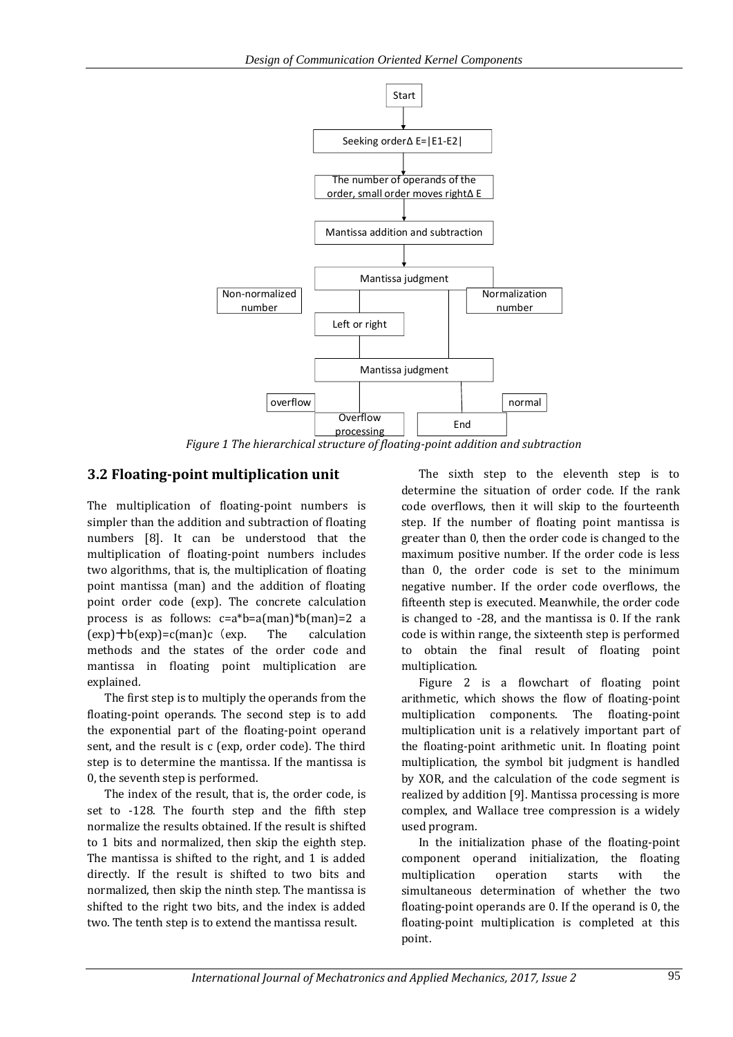Figure 1 The hierarchical structure of floating-point addition and subtraction

## 3.2 Floating-point multiplication unit

The multiplication of floating-point numbers is simpler than the addition and subtraction of floating numbers [8]. It can be understood that the multiplication of floating-point numbers includes two algorithms, that is, the multiplication of floating point mantissa (man) and the addition of floating point order code (exp). The concrete calculation process is as follows: c=a*b=a(man)*b(man)=2 a (exp)+b(exp)=c(man)c（exp. The calculation methods and the states of the order code and mantissa in floating point multiplication are explained.

The first step is to multiply the operands from the floating-point operands. The second step is to add the exponential part of the floating-point operand sent, and the result is c (exp, order code). The third step is to determine the mantissa. If the mantissa is 0, the seventh step is performed.

The index of the result, that is, the order code, is set to -128. The fourth step and the fifth step normalize the results obtained. If the result is shifted to 1 bits and normalized, then skip the eighth step. The mantissa is shifted to the right, and 1 is added directly. If the result is shifted to two bits and normalized, then skip the ninth step. The mantissa is shifted to the right two bits, and the index is added two. The tenth step is to extend the mantissa result.

The sixth step to the eleventh step is to determine the situation of order code. If the rank code overflows, then it will skip to the fourteenth step. If the number of floating point mantissa is greater than 0, then the order code is changed to the maximum positive number. If the order code is less than 0, the order code is set to the minimum negative number. If the order code overflows, the fifteenth step is executed. Meanwhile, the order code is changed to -28, and the mantissa is 0. If the rank code is within range, the sixteenth step is performed to obtain the final result of floating point multiplication.

Figure 2 is a flowchart of floating point arithmetic, which shows the flow of floating-point multiplication components. The floating-point multiplication unit is a relatively important part of the floating-point arithmetic unit. In floating point multiplication, the symbol bit judgment is handled by XOR, and the calculation of the code segment is realized by addition [9]. Mantissa processing is more complex, and Wallace tree compression is a widely used program.

In the initialization phase of the floating-point component operand initialization, the floating multiplication operation starts with the simultaneous determination of whether the two floating-point operands are 0. If the operand is 0, the floating-point multiplication is completed at this point.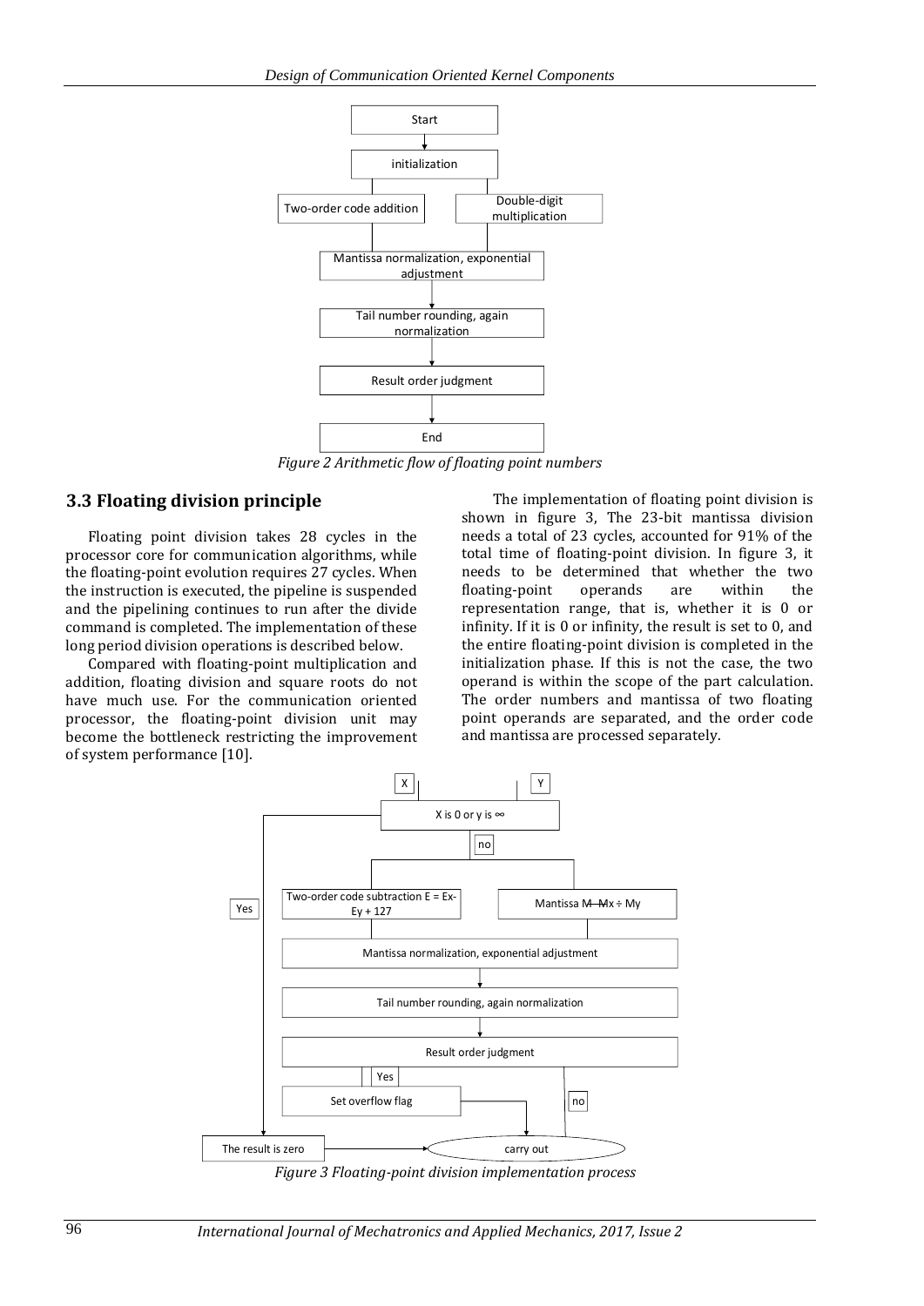Figure 2 Arithmetic flow of floating point numbers

## 3.3 Floating division principle

Floating point division takes 28 cycles in the processor core for communication algorithms, while the floating-point evolution requires 27 cycles. When the instruction is executed, the pipeline is suspended and the pipelining continues to run after the divide command is completed. The implementation of these long period division operations is described below.

Compared with floating-point multiplication and addition, floating division and square roots do not have much use. For the communication oriented processor, the floating-point division unit may become the bottleneck restricting the improvement of system performance [10].

The implementation of floating point division is shown in figure 3, The 23-bit mantissa division needs a total of 23 cycles, accounted for 91% of the total time of floating-point division. In figure 3, it needs to be determined that whether the two floating-point operands are within the representation range, that is, whether it is 0 or infinity. If it is 0 or infinity, the result is set to 0, and the entire floating-point division is completed in the initialization phase. If this is not the case, the two operand is within the scope of the part calculation. The order numbers and mantissa of two floating point operands are separated, and the order code and mantissa are processed separately.

Figure 3 Floating-point division implementation process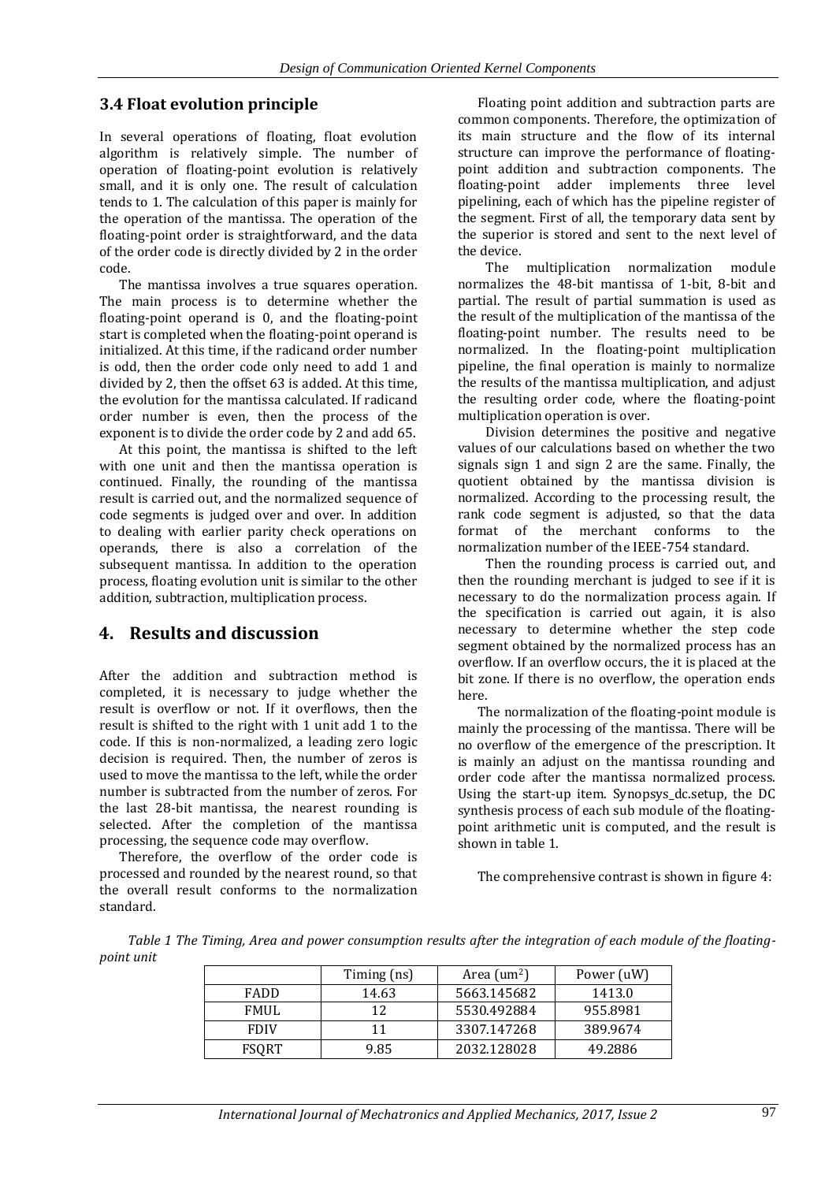### 3.4 Float evolution principle

In several operations of floating, float evolution algorithm is relatively simple. The number of operation of floating-point evolution is relatively small, and it is only one. The result of calculation tends to 1. The calculation of this paper is mainly for the operation of the mantissa. The operation of the floating-point order is straightforward, and the data of the order code is directly divided by 2 in the order code.

The mantissa involves a true squares operation. The main process is to determine whether the floating-point operand is 0, and the floating-point start is completed when the floating-point operand is initialized. At this time, if the radicand order number is odd, then the order code only need to add 1 and divided by 2, then the offset 63 is added. At this time, the evolution for the mantissa calculated. If radicand order number is even, then the process of the exponent is to divide the order code by 2 and add 65.

At this point, the mantissa is shifted to the left with one unit and then the mantissa operation is continued. Finally, the rounding of the mantissa result is carried out, and the normalized sequence of code segments is judged over and over. In addition to dealing with earlier parity check operations on operands, there is also a correlation of the subsequent mantissa. In addition to the operation process, floating evolution unit is similar to the other addition, subtraction, multiplication process.

## 4. Results and discussion

After the addition and subtraction method is completed, it is necessary to judge whether the result is overflow or not. If it overflows, then the result is shifted to the right with 1 unit add 1 to the code. If this is non-normalized, a leading zero logic decision is required. Then, the number of zeros is used to move the mantissa to the left, while the order number is subtracted from the number of zeros. For the last 28-bit mantissa, the nearest rounding is selected. After the completion of the mantissa processing, the sequence code may overflow.

Therefore, the overflow of the order code is processed and rounded by the nearest round, so that the overall result conforms to the normalization standard.

Floating point addition and subtraction parts are common components. Therefore, the optimization of its main structure and the flow of its internal structure can improve the performance of floating-point addition and subtraction components. The floating-point adder implements three level pipelining, each of which has the pipeline register of the segment. First of all, the temporary data sent by the superior is stored and sent to the next level of the device.

The multiplication normalization module normalizes the 48-bit mantissa of 1-bit, 8-bit and partial. The result of partial summation is used as the result of the multiplication of the mantissa of the floating-point number. The results need to be normalized. In the floating-point multiplication pipeline, the final operation is mainly to normalize the results of the mantissa multiplication, and adjust the resulting order code, where the floating-point multiplication operation is over.

Division determines the positive and negative values of our calculations based on whether the two signals sign 1 and sign 2 are the same. Finally, the quotient obtained by the mantissa division is normalized. According to the processing result, the rank code segment is adjusted, so that the data format of the merchant conforms to the normalization number of the IEEE-754 standard.

Then the rounding process is carried out, and then the rounding merchant is judged to see if it is necessary to do the normalization process again. If the specification is carried out again, it is also necessary to determine whether the step code segment obtained by the normalized process has an overflow. If an overflow occurs, the it is placed at the bit zone. If there is no overflow, the operation ends here.

The normalization of the floating-point module is mainly the processing of the mantissa. There will be no overflow of the emergence of the prescription. It is mainly an adjust on the mantissa rounding and order code after the mantissa normalized process. Using the start-up item. Synopsys_dc.setup, the DC synthesis process of each sub module of the floating-point arithmetic unit is computed, and the result is shown in table 1.

The comprehensive contrast is shown in figure 4:

*Table 1 The Timing, Area and power consumption results after the integration of each module of the floating-point unit*

| | Timing (ns) | Area ($um^2$) | Power (uW) |
|---|---|---|---|
| FADD | 14.63 | 5663.145682 | 1413.0 |
| FMUL | 12 | 5530.492884 | 955.8981 |
| FDIV | 11 | 3307.147268 | 389.9674 |
| FSQRT | 9.85 | 2032.128028 | 49.2886 |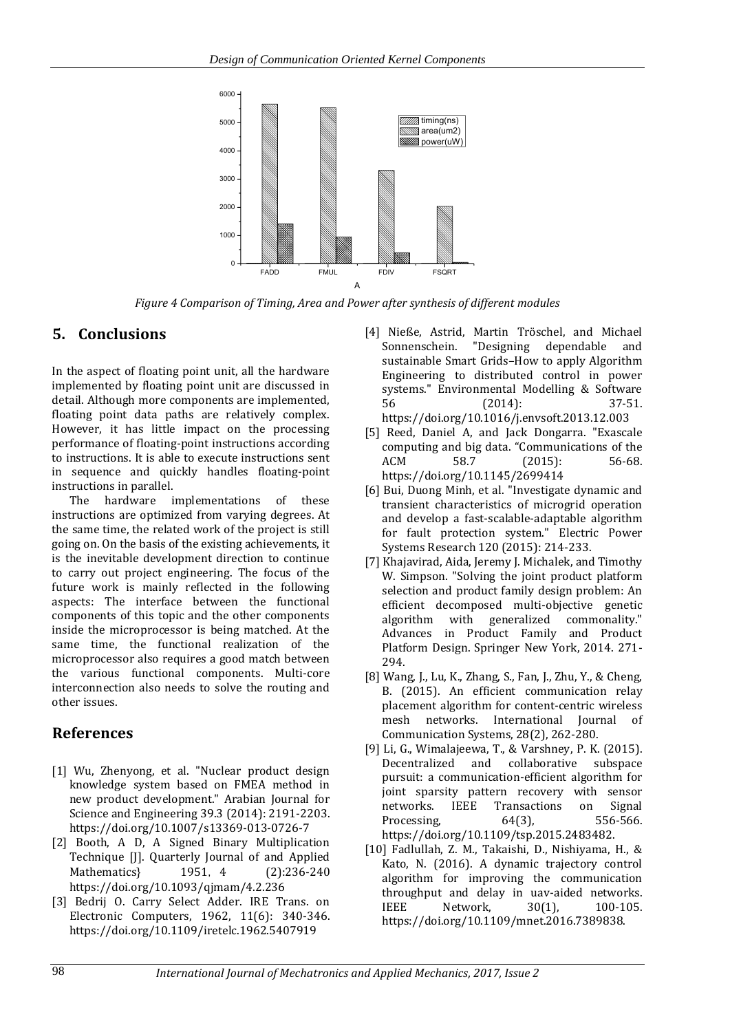6000
5000
4000
3000
2000
1000
0

timing(ns)
area(um2)
power(uW)

FADD
FMUL
FDIV
FSQRT

A

*Figure 4 Comparison of Timing, Area and Power after synthesis of different modules*

## 5. Conclusions

In the aspect of floating point unit, all the hardware implemented by floating point unit are discussed in detail. Although more components are implemented, floating point data paths are relatively complex. However, it has little impact on the processing performance of floating-point instructions according to instructions. It is able to execute instructions sent in sequence and quickly handles floating-point instructions in parallel.

The hardware implementations of these instructions are optimized from varying degrees. At the same time, the related work of the project is still going on. On the basis of the existing achievements, it is the inevitable development direction to continue to carry out project engineering. The focus of the future work is mainly reflected in the following aspects: The interface between the functional components of this topic and the other components inside the microprocessor is being matched. At the same time, the functional realization of the microprocessor also requires a good match between the various functional components. Multi-core interconnection also needs to solve the routing and other issues.

## References

[1] Wu, Zhenyong, et al. "Nuclear product design knowledge system based on FMEA method in new product development." Arabian Journal for Science and Engineering 39.3 (2014): 2191-2203. https://doi.org/10.1007/s13369-013-0726-7

[2] Booth, A D, A Signed Binary Multiplication Technique [J]. Quarterly Journal of and Applied Mathematics} 1951, 4 (2):236-240 https://doi.org/10.1093/qjmam/4.2.236

[3] Bedrij O. Carry Select Adder. IRE Trans. on Electronic Computers, 1962, 11(6): 340-346. https://doi.org/10.1109/iretelc.1962.5407919

[4] Nieße, Astrid, Martin Tröschel, and Michael Sonnenschein. "Designing dependable and sustainable Smart Grids–How to apply Algorithm Engineering to distributed control in power systems." Environmental Modelling & Software 56 (2014): 37-51. https://doi.org/10.1016/j.envsoft.2013.12.003

[5] Reed, Daniel A, and Jack Dongarra. "Exascale computing and big data. "Communications of the ACM 58.7 (2015): 56-68. https://doi.org/10.1145/2699414

[6] Bui, Duong Minh, et al. "Investigate dynamic and transient characteristics of microgrid operation and develop a fast-scalable-adaptable algorithm for fault protection system." Electric Power Systems Research 120 (2015): 214-233.

[7] Khajavirad, Aida, Jeremy J. Michalek, and Timothy W. Simpson. "Solving the joint product platform selection and product family design problem: An efficient decomposed multi-objective genetic algorithm with generalized commonality." Advances in Product Family and Product Platform Design. Springer New York, 2014. 271-294.

[8] Wang, J., Lu, K., Zhang, S., Fan, J., Zhu, Y., & Cheng, B. (2015). An efficient communication relay placement algorithm for content-centric wireless mesh networks. International Journal of Communication Systems, 28(2), 262-280.

[9] Li, G., Wimalajeewa, T., & Varshney, P. K. (2015). Decentralized and collaborative subspace pursuit: a communication-efficient algorithm for joint sparsity pattern recovery with sensor networks. IEEE Transactions on Signal Processing, 64(3), 556-566. https://doi.org/10.1109/tsp.2015.2483482.

[10] Fadlullah, Z. M., Takaishi, D., Nishiyama, H., & Kato, N. (2016). A dynamic trajectory control algorithm for improving the communication throughput and delay in uav-aided networks. IEEE Network, 30(1), 100-105. https://doi.org/10.1109/mnet.2016.7389838.